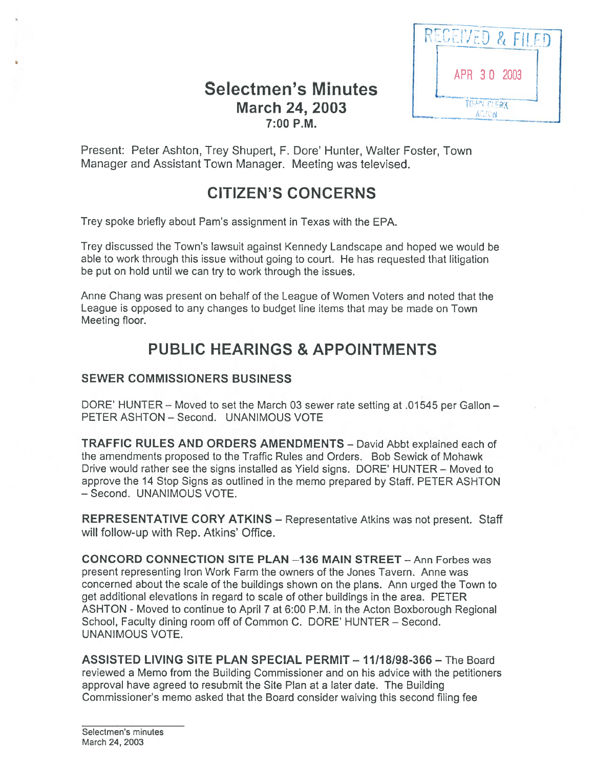RECEIVED & FILED

APR 30 2003

TOWN CLERK ACTON

# Selectmen's Minutes
## March 24, 2003
### 7:00 P.M.

Present: Peter Ashton, Trey Shupert, F. Dore' Hunter, Walter Foster, Town Manager and Assistant Town Manager. Meeting was televised.

## CITIZEN'S CONCERNS

Trey spoke briefly about Pam's assignment in Texas with the EPA.

Trey discussed the Town's lawsuit against Kennedy Landscape and hoped we would be able to work through this issue without going to court. He has requested that litigation be put on hold until we can try to work through the issues.

Anne Chang was present on behalf of the League of Women Voters and noted that the League is opposed to any changes to budget line items that may be made on Town Meeting floor.

## PUBLIC HEARINGS & APPOINTMENTS

### SEWER COMMISSIONERS BUSINESS

DORE' HUNTER – Moved to set the March 03 sewer rate setting at .01545 per Gallon – PETER ASHTON – Second. UNANIMOUS VOTE

**TRAFFIC RULES AND ORDERS AMENDMENTS** – David Abbt explained each of the amendments proposed to the Traffic Rules and Orders. Bob Sewick of Mohawk Drive would rather see the signs installed as Yield signs. DORE' HUNTER – Moved to approve the 14 Stop Signs as outlined in the memo prepared by Staff. PETER ASHTON – Second. UNANIMOUS VOTE.

**REPRESENTATIVE CORY ATKINS** – Representative Atkins was not present. Staff will follow-up with Rep. Atkins' Office.

**CONCORD CONNECTION SITE PLAN –136 MAIN STREET** – Ann Forbes was present representing Iron Work Farm the owners of the Jones Tavern. Anne was concerned about the scale of the buildings shown on the plans. Ann urged the Town to get additional elevations in regard to scale of other buildings in the area. PETER ASHTON - Moved to continue to April 7 at 6:00 P.M. in the Acton Boxborough Regional School, Faculty dining room off of Common C. DORE' HUNTER – Second. UNANIMOUS VOTE.

**ASSISTED LIVING SITE PLAN SPECIAL PERMIT – 11/18/98-366** – The Board reviewed a Memo from the Building Commissioner and on his advice with the petitioners approval have agreed to resubmit the Site Plan at a later date. The Building Commissioner's memo asked that the Board consider waiving this second filing fee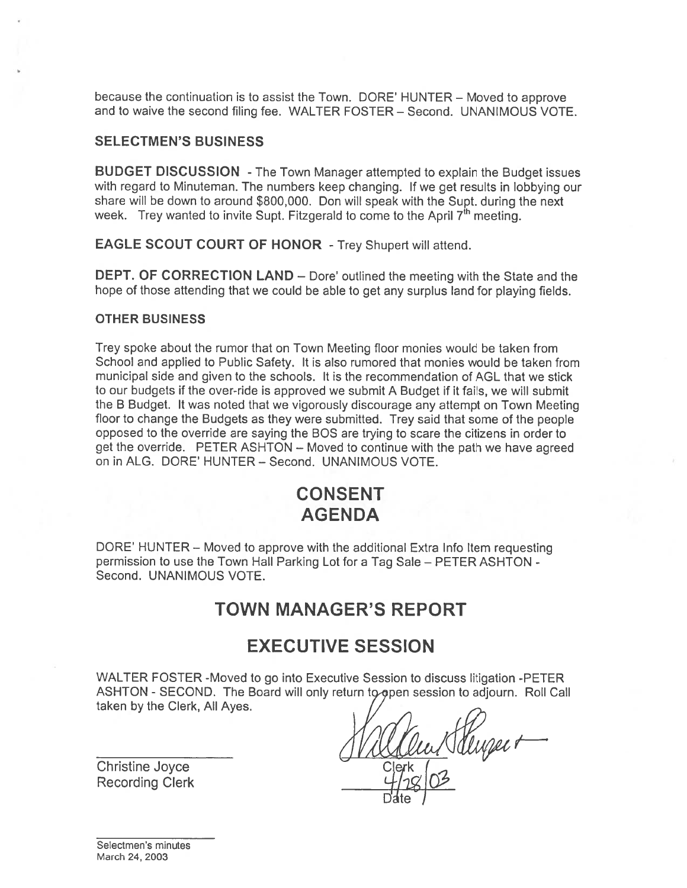because the continuation is to assist the Town. DORE' HUNTER – Moved to approve and to waive the second filing fee. WALTER FOSTER – Second. UNANIMOUS VOTE.

### SELECTMEN'S BUSINESS

**BUDGET DISCUSSION** - The Town Manager attempted to explain the Budget issues with regard to Minuteman. The numbers keep changing. If we get results in lobbying our share will be down to around $800,000. Don will speak with the Supt. during the next week. Trey wanted to invite Supt. Fitzgerald to come to the April 7th meeting.

**EAGLE SCOUT COURT OF HONOR** - Trey Shupert will attend.

**DEPT. OF CORRECTION LAND** – Dore' outlined the meeting with the State and the hope of those attending that we could be able to get any surplus land for playing fields.

#### OTHER BUSINESS

Trey spoke about the rumor that on Town Meeting floor monies would be taken from School and applied to Public Safety. It is also rumored that monies would be taken from municipal side and given to the schools. It is the recommendation of AGL that we stick to our budgets if the over-ride is approved we submit A Budget if it fails, we will submit the B Budget. It was noted that we vigorously discourage any attempt on Town Meeting floor to change the Budgets as they were submitted. Trey said that some of the people opposed to the override are saying the BOS are trying to scare the citizens in order to get the override. PETER ASHTON – Moved to continue with the path we have agreed on in ALG. DORE' HUNTER – Second. UNANIMOUS VOTE.

## CONSENT AGENDA

DORE' HUNTER – Moved to approve with the additional Extra Info Item requesting permission to use the Town Hall Parking Lot for a Tag Sale – PETER ASHTON - Second. UNANIMOUS VOTE.

## TOWN MANAGER'S REPORT

## EXECUTIVE SESSION

WALTER FOSTER -Moved to go into Executive Session to discuss litigation -PETER ASHTON - SECOND. The Board will only return to open session to adjourn. Roll Call taken by the Clerk, All Ayes.

Christine Joyce
Recording Clerk

William Shupert
Clerk

4/28/03
Date

Selectmen's minutes
March 24, 2003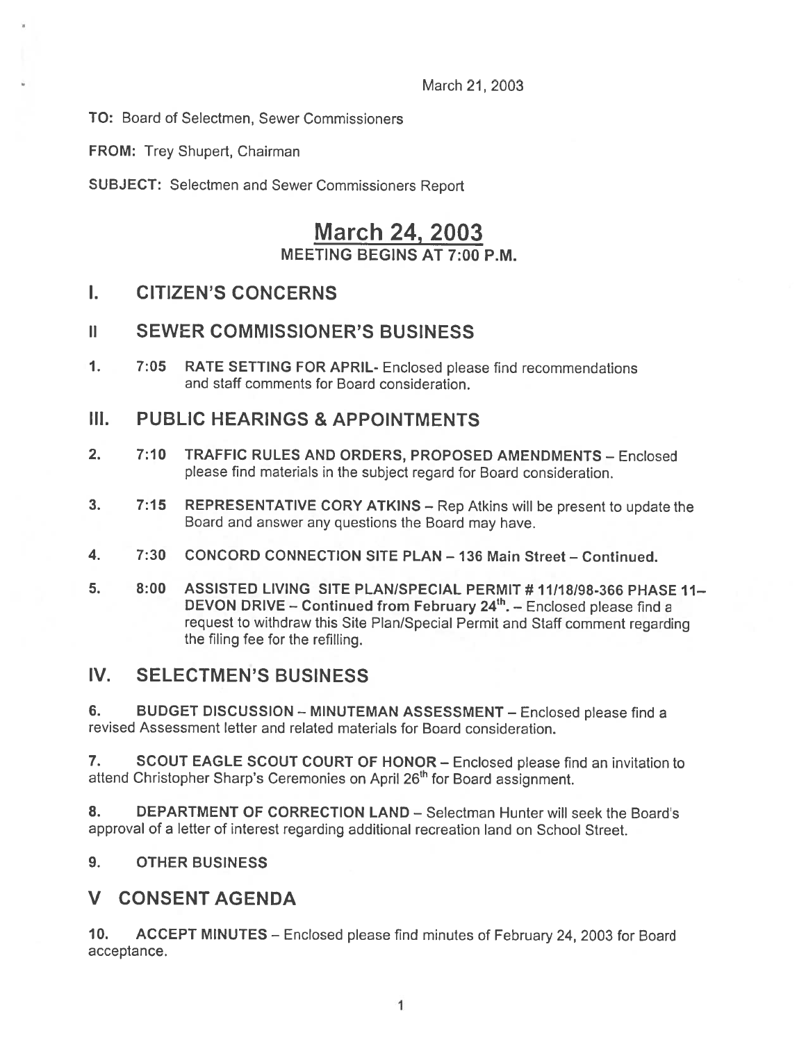March 21, 2003

**TO:** Board of Selectmen, Sewer Commissioners

**FROM:** Trey Shupert, Chairman

**SUBJECT:** Selectmen and Sewer Commissioners Report

# March 24, 2003

## MEETING BEGINS AT 7:00 P.M.

## I. CITIZEN'S CONCERNS

## II SEWER COMMISSIONER'S BUSINESS

**1. 7:05 RATE SETTING FOR APRIL**- Enclosed please find recommendations and staff comments for Board consideration.

## III. PUBLIC HEARINGS & APPOINTMENTS

**2. 7:10 TRAFFIC RULES AND ORDERS, PROPOSED AMENDMENTS** – Enclosed please find materials in the subject regard for Board consideration.

**3. 7:15 REPRESENTATIVE CORY ATKINS** – Rep Atkins will be present to update the Board and answer any questions the Board may have.

**4. 7:30 CONCORD CONNECTION SITE PLAN – 136 Main Street – Continued.**

**5. 8:00 ASSISTED LIVING SITE PLAN/SPECIAL PERMIT # 11/18/98-366 PHASE 11– DEVON DRIVE – Continued from February 24th.** – Enclosed please find a request to withdraw this Site Plan/Special Permit and Staff comment regarding the filing fee for the refilling.

## IV. SELECTMEN'S BUSINESS

**6. BUDGET DISCUSSION – MINUTEMAN ASSESSMENT** – Enclosed please find a revised Assessment letter and related materials for Board consideration.

**7. SCOUT EAGLE SCOUT COURT OF HONOR** – Enclosed please find an invitation to attend Christopher Sharp's Ceremonies on April 26th for Board assignment.

**8. DEPARTMENT OF CORRECTION LAND** – Selectman Hunter will seek the Board's approval of a letter of interest regarding additional recreation land on School Street.

**9. OTHER BUSINESS**

## V CONSENT AGENDA

**10. ACCEPT MINUTES** – Enclosed please find minutes of February 24, 2003 for Board acceptance.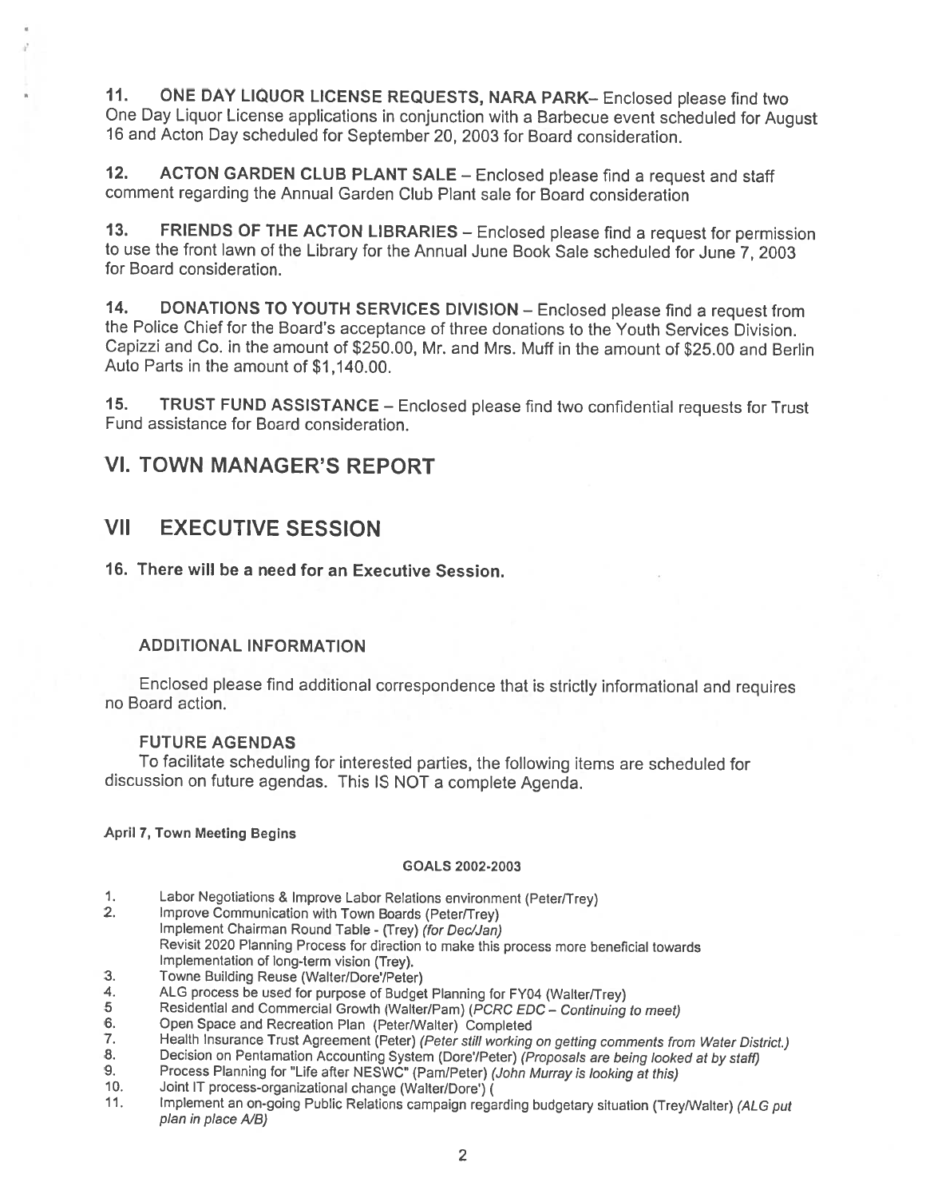**11. ONE DAY LIQUOR LICENSE REQUESTS, NARA PARK**– Enclosed please find two One Day Liquor License applications in conjunction with a Barbecue event scheduled for August 16 and Acton Day scheduled for September 20, 2003 for Board consideration.

**12. ACTON GARDEN CLUB PLANT SALE** – Enclosed please find a request and staff comment regarding the Annual Garden Club Plant sale for Board consideration

**13. FRIENDS OF THE ACTON LIBRARIES** – Enclosed please find a request for permission to use the front lawn of the Library for the Annual June Book Sale scheduled for June 7, 2003 for Board consideration.

**14. DONATIONS TO YOUTH SERVICES DIVISION** – Enclosed please find a request from the Police Chief for the Board's acceptance of three donations to the Youth Services Division. Capizzi and Co. in the amount of $250.00, Mr. and Mrs. Muff in the amount of $25.00 and Berlin Auto Parts in the amount of $1,140.00.

**15. TRUST FUND ASSISTANCE** – Enclosed please find two confidential requests for Trust Fund assistance for Board consideration.

## VI. TOWN MANAGER'S REPORT

## VII EXECUTIVE SESSION

**16. There will be a need for an Executive Session.**

### ADDITIONAL INFORMATION

Enclosed please find additional correspondence that is strictly informational and requires no Board action.

### FUTURE AGENDAS

To facilitate scheduling for interested parties, the following items are scheduled for discussion on future agendas. This IS NOT a complete Agenda.

**April 7, Town Meeting Begins**

**GOALS 2002-2003**

1. Labor Negotiations & Improve Labor Relations environment (Peter/Trey)
2. Improve Communication with Town Boards (Peter/Trey)
   Implement Chairman Round Table - (Trey) *(for Dec/Jan)*
   Revisit 2020 Planning Process for direction to make this process more beneficial towards Implementation of long-term vision (Trey).
3. Towne Building Reuse (Walter/Dore'/Peter)
4. ALG process be used for purpose of Budget Planning for FY04 (Walter/Trey)
5. Residential and Commercial Growth (Walter/Pam) *(PCRC EDC – Continuing to meet)*
6. Open Space and Recreation Plan (Peter/Walter) Completed
7. Health Insurance Trust Agreement (Peter) *(Peter still working on getting comments from Water District.)*
8. Decision on Pentamation Accounting System (Dore'/Peter) *(Proposals are being looked at by staff)*
9. Process Planning for "Life after NESWC" (Pam/Peter) *(John Murray is looking at this)*
10. Joint IT process-organizational change (Walter/Dore') (
11. Implement an on-going Public Relations campaign regarding budgetary situation (Trey/Walter) *(ALG put plan in place A/B)*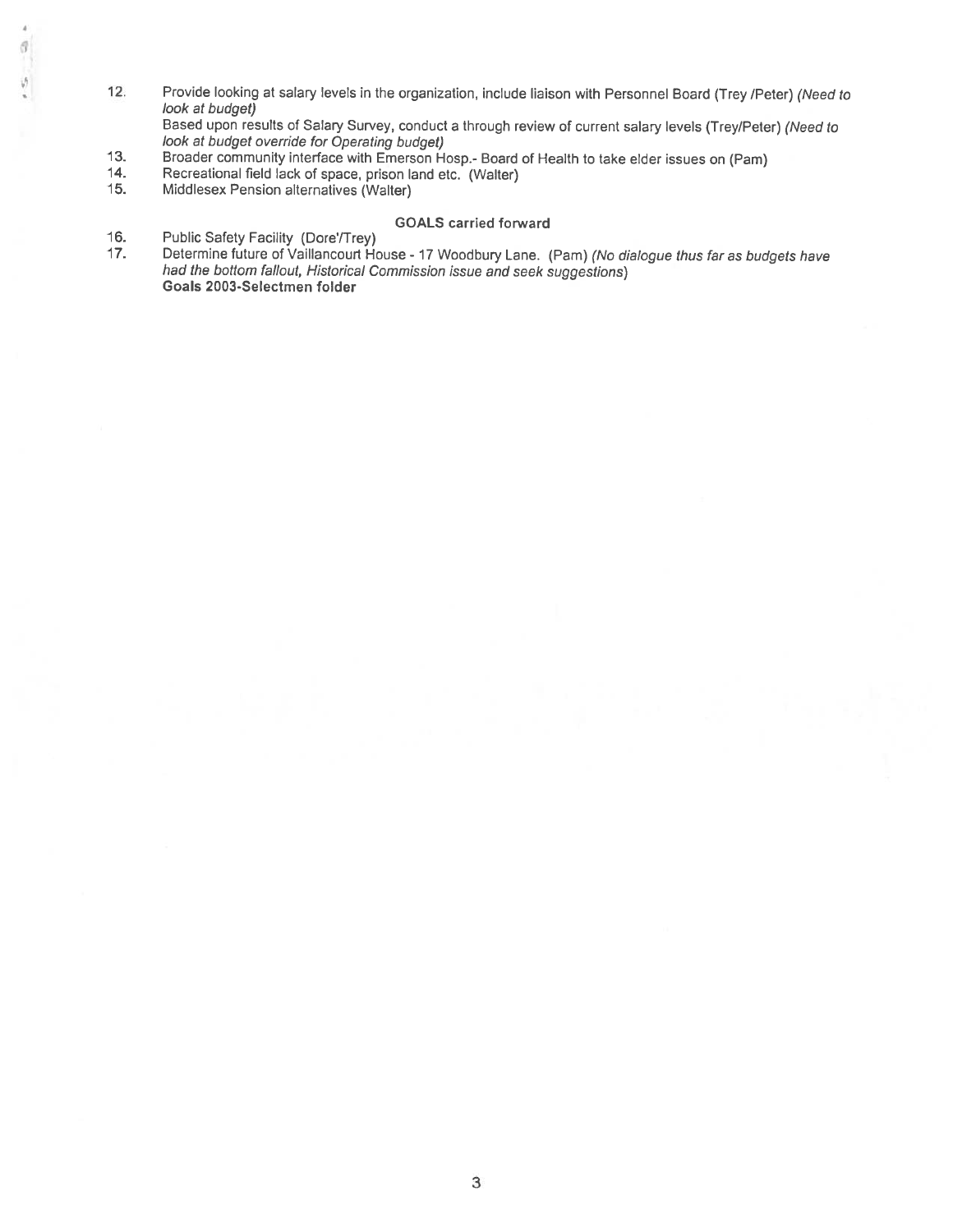12. Provide looking at salary levels in the organization, include liaison with Personnel Board (Trey /Peter) *(Need to look at budget)*

    Based upon results of Salary Survey, conduct a through review of current salary levels (Trey/Peter) *(Need to look at budget override for Operating budget)*

13. Broader community interface with Emerson Hosp.- Board of Health to take elder issues on (Pam)
14. Recreational field lack of space, prison land etc. (Walter)
15. Middlesex Pension alternatives (Walter)

**GOALS carried forward**

16. Public Safety Facility (Dore'/Trey)
17. Determine future of Vaillancourt House - 17 Woodbury Lane. (Pam) *(No dialogue thus far as budgets have had the bottom fallout, Historical Commission issue and seek suggestions)*

    **Goals 2003-Selectmen folder**